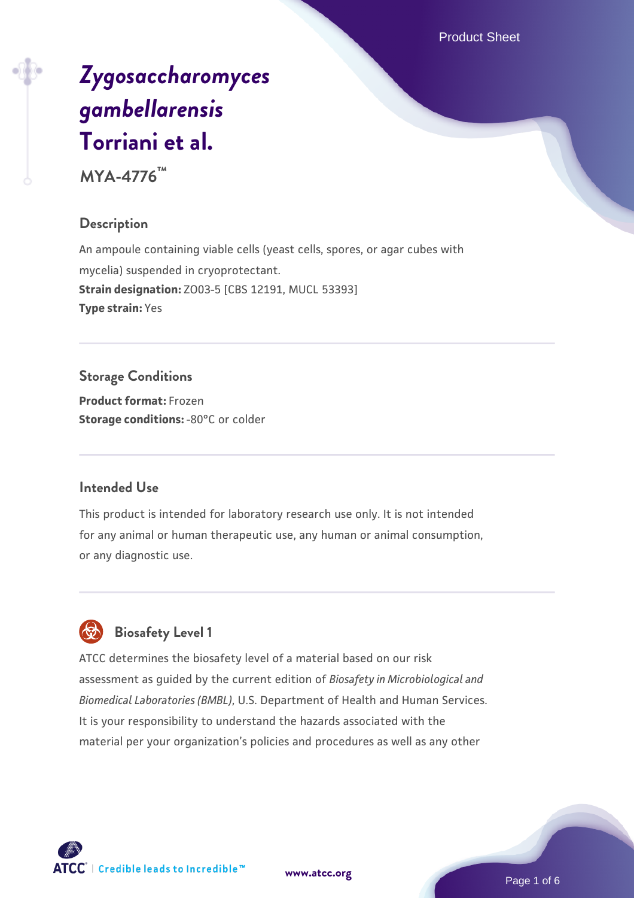# *Zygosaccharomyces gambellarensis* Torriani et al.

**MYA-4776™**

## Description

An ampoule containing viable cells (yeast cells, spores, or agar cubes with mycelia) suspended in cryoprotectant.

**Strain designation:** ZO03-5 [CBS 12191, MUCL 53393]

**Type strain:** Yes

## Storage Conditions

**Product format:** Frozen

**Storage conditions:** -80°C or colder

## Intended Use

This product is intended for laboratory research use only. It is not intended for any animal or human therapeutic use, any human or animal consumption, or any diagnostic use.

## Biosafety Level 1

ATCC determines the biosafety level of a material based on our risk assessment as guided by the current edition of *Biosafety in Microbiological and Biomedical Laboratories (BMBL)*, U.S. Department of Health and Human Services. It is your responsibility to understand the hazards associated with the material per your organization's policies and procedures as well as any other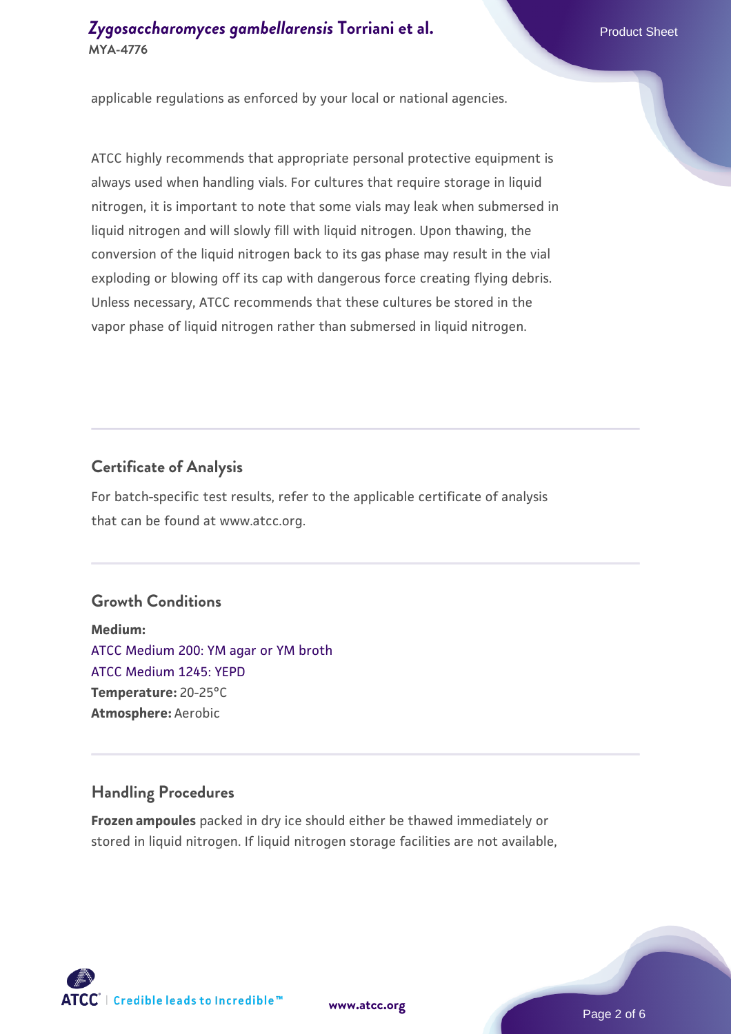applicable regulations as enforced by your local or national agencies.

ATCC highly recommends that appropriate personal protective equipment is always used when handling vials. For cultures that require storage in liquid nitrogen, it is important to note that some vials may leak when submersed in liquid nitrogen and will slowly fill with liquid nitrogen. Upon thawing, the conversion of the liquid nitrogen back to its gas phase may result in the vial exploding or blowing off its cap with dangerous force creating flying debris. Unless necessary, ATCC recommends that these cultures be stored in the vapor phase of liquid nitrogen rather than submersed in liquid nitrogen.

## Certificate of Analysis

For batch-specific test results, refer to the applicable certificate of analysis that can be found at www.atcc.org.

## Growth Conditions

**Medium:**
ATCC Medium 200: YM agar or YM broth
ATCC Medium 1245: YEPD
**Temperature:** 20-25°C
**Atmosphere:** Aerobic

## Handling Procedures

**Frozen ampoules** packed in dry ice should either be thawed immediately or stored in liquid nitrogen. If liquid nitrogen storage facilities are not available,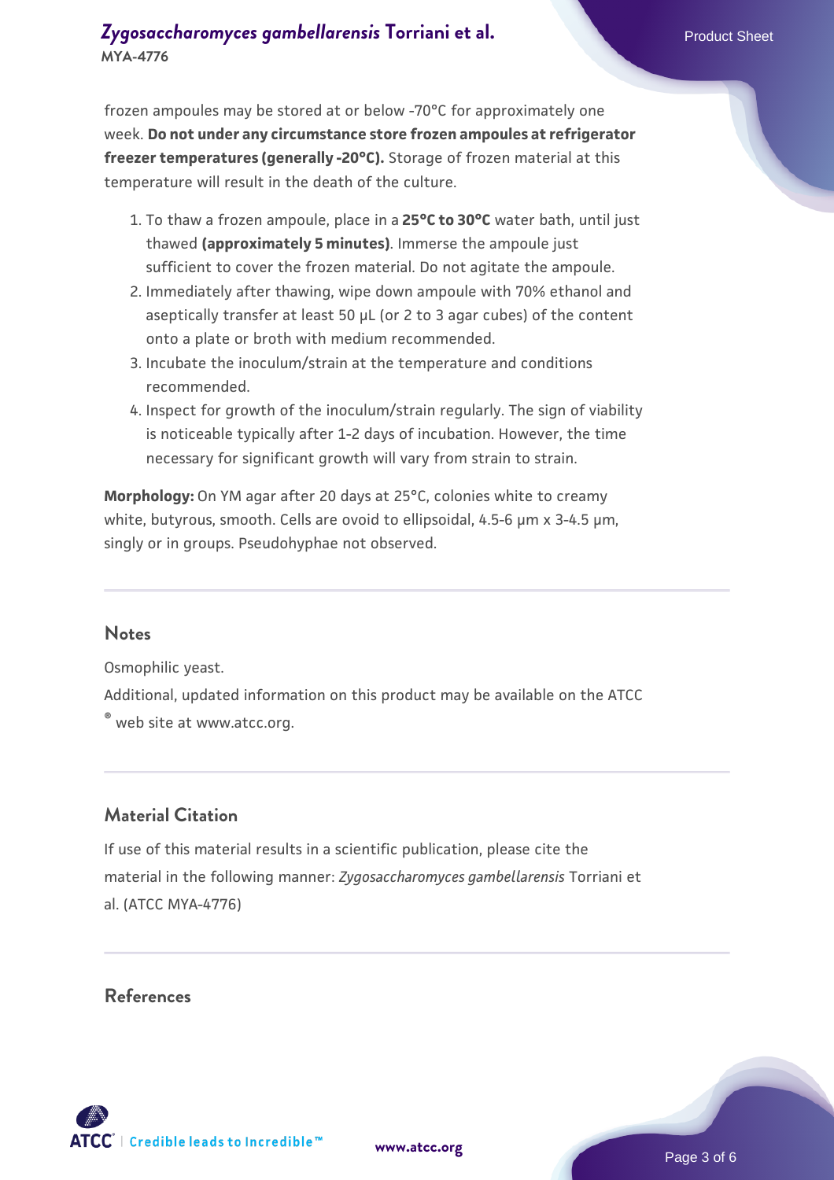frozen ampoules may be stored at or below -70°C for approximately one week. **Do not under any circumstance store frozen ampoules at refrigerator freezer temperatures (generally -20°C).** Storage of frozen material at this temperature will result in the death of the culture.

1. To thaw a frozen ampoule, place in a **25°C to 30°C** water bath, until just thawed **(approximately 5 minutes)**. Immerse the ampoule just sufficient to cover the frozen material. Do not agitate the ampoule.
2. Immediately after thawing, wipe down ampoule with 70% ethanol and aseptically transfer at least 50 µL (or 2 to 3 agar cubes) of the content onto a plate or broth with medium recommended.
3. Incubate the inoculum/strain at the temperature and conditions recommended.
4. Inspect for growth of the inoculum/strain regularly. The sign of viability is noticeable typically after 1-2 days of incubation. However, the time necessary for significant growth will vary from strain to strain.

**Morphology:** On YM agar after 20 days at 25°C, colonies white to creamy white, butyrous, smooth. Cells are ovoid to ellipsoidal, 4.5-6 µm x 3-4.5 µm, singly or in groups. Pseudohyphae not observed.

## Notes

Osmophilic yeast.

Additional, updated information on this product may be available on the ATCC® web site at www.atcc.org.

## Material Citation

If use of this material results in a scientific publication, please cite the material in the following manner: *Zygosaccharomyces gambellarensis* Torriani et al. (ATCC MYA-4776)

## References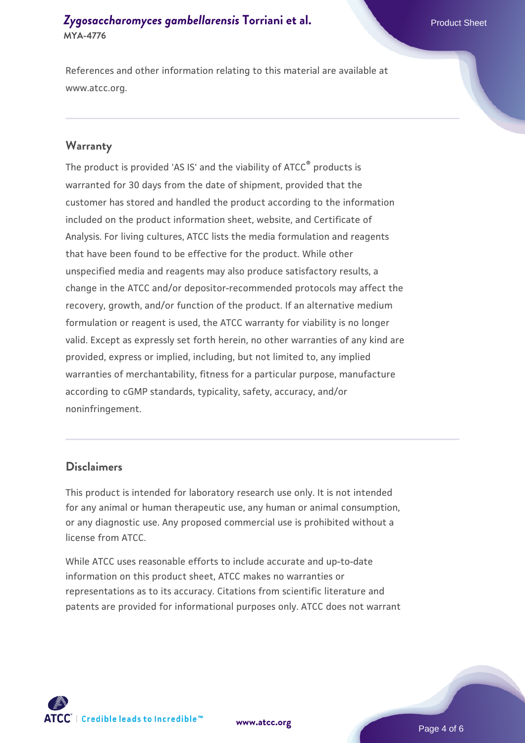References and other information relating to this material are available at www.atcc.org.

## Warranty

The product is provided 'AS IS' and the viability of ATCC® products is warranted for 30 days from the date of shipment, provided that the customer has stored and handled the product according to the information included on the product information sheet, website, and Certificate of Analysis. For living cultures, ATCC lists the media formulation and reagents that have been found to be effective for the product. While other unspecified media and reagents may also produce satisfactory results, a change in the ATCC and/or depositor-recommended protocols may affect the recovery, growth, and/or function of the product. If an alternative medium formulation or reagent is used, the ATCC warranty for viability is no longer valid. Except as expressly set forth herein, no other warranties of any kind are provided, express or implied, including, but not limited to, any implied warranties of merchantability, fitness for a particular purpose, manufacture according to cGMP standards, typicality, safety, accuracy, and/or noninfringement.

## Disclaimers

This product is intended for laboratory research use only. It is not intended for any animal or human therapeutic use, any human or animal consumption, or any diagnostic use. Any proposed commercial use is prohibited without a license from ATCC.

While ATCC uses reasonable efforts to include accurate and up-to-date information on this product sheet, ATCC makes no warranties or representations as to its accuracy. Citations from scientific literature and patents are provided for informational purposes only. ATCC does not warrant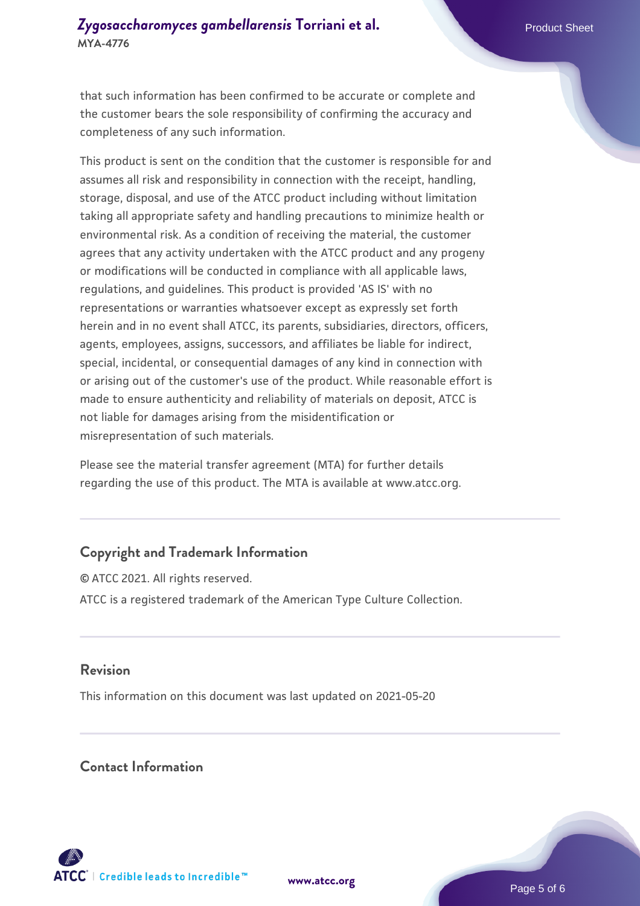that such information has been confirmed to be accurate or complete and the customer bears the sole responsibility of confirming the accuracy and completeness of any such information.

This product is sent on the condition that the customer is responsible for and assumes all risk and responsibility in connection with the receipt, handling, storage, disposal, and use of the ATCC product including without limitation taking all appropriate safety and handling precautions to minimize health or environmental risk. As a condition of receiving the material, the customer agrees that any activity undertaken with the ATCC product and any progeny or modifications will be conducted in compliance with all applicable laws, regulations, and guidelines. This product is provided 'AS IS' with no representations or warranties whatsoever except as expressly set forth herein and in no event shall ATCC, its parents, subsidiaries, directors, officers, agents, employees, assigns, successors, and affiliates be liable for indirect, special, incidental, or consequential damages of any kind in connection with or arising out of the customer's use of the product. While reasonable effort is made to ensure authenticity and reliability of materials on deposit, ATCC is not liable for damages arising from the misidentification or misrepresentation of such materials.

Please see the material transfer agreement (MTA) for further details regarding the use of this product. The MTA is available at www.atcc.org.

## Copyright and Trademark Information

© ATCC 2021. All rights reserved.

ATCC is a registered trademark of the American Type Culture Collection.

## Revision

This information on this document was last updated on 2021-05-20

## Contact Information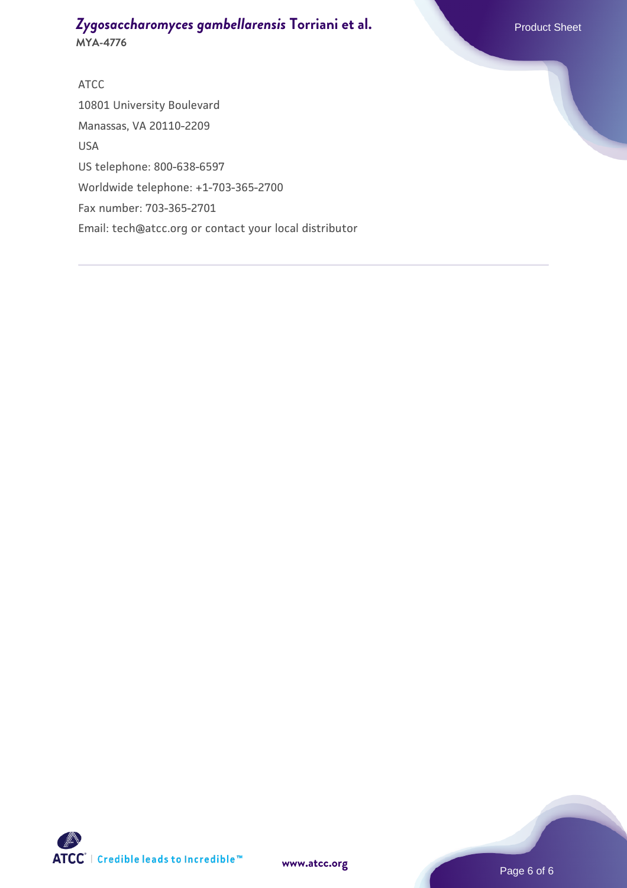ATCC

10801 University Boulevard

Manassas, VA 20110-2209

USA

US telephone: 800-638-6597

Worldwide telephone: +1-703-365-2700

Fax number: 703-365-2701

Email: tech@atcc.org or contact your local distributor